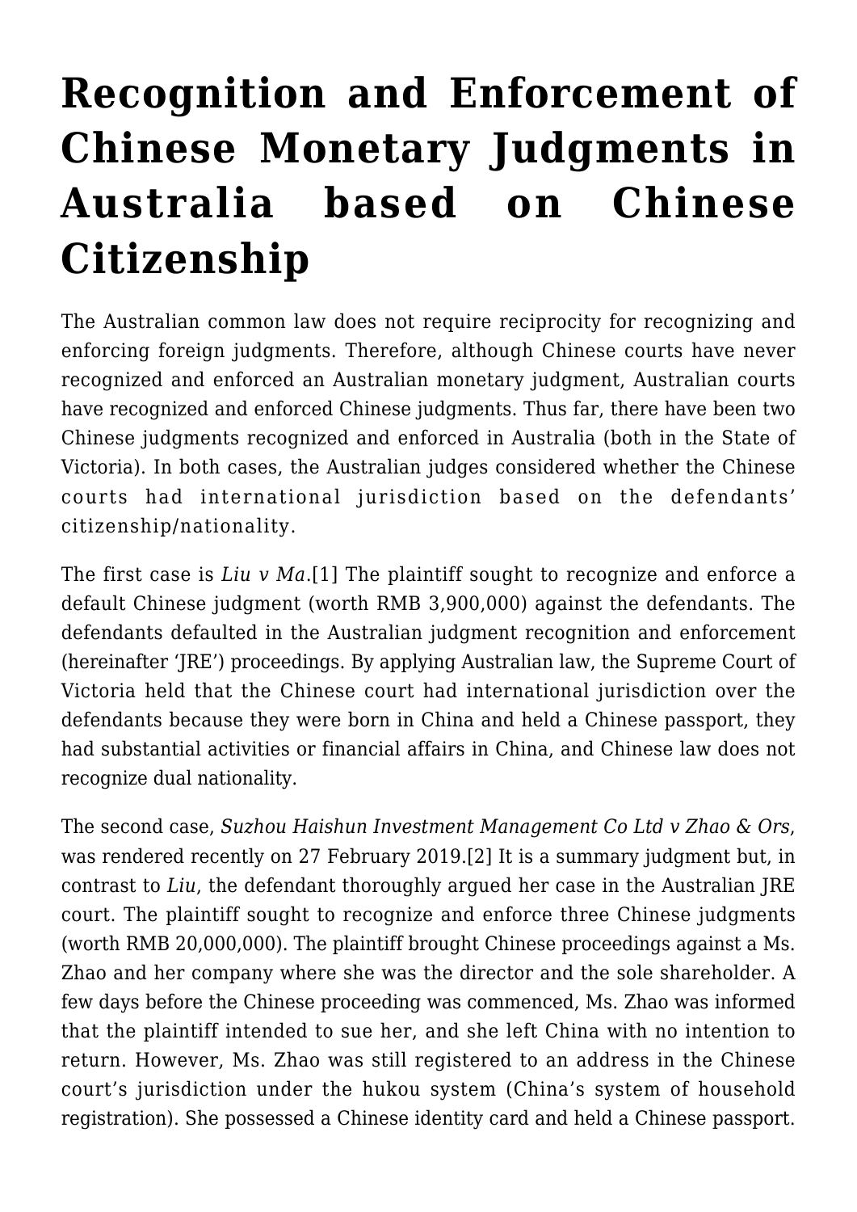# Recognition and Enforcement of Chinese Monetary Judgments in Australia based on Chinese Citizenship

The Australian common law does not require reciprocity for recognizing and enforcing foreign judgments. Therefore, although Chinese courts have never recognized and enforced an Australian monetary judgment, Australian courts have recognized and enforced Chinese judgments. Thus far, there have been two Chinese judgments recognized and enforced in Australia (both in the State of Victoria). In both cases, the Australian judges considered whether the Chinese courts had international jurisdiction based on the defendants' citizenship/nationality.

The first case is *Liu v Ma*.[1] The plaintiff sought to recognize and enforce a default Chinese judgment (worth RMB 3,900,000) against the defendants. The defendants defaulted in the Australian judgment recognition and enforcement (hereinafter 'JRE') proceedings. By applying Australian law, the Supreme Court of Victoria held that the Chinese court had international jurisdiction over the defendants because they were born in China and held a Chinese passport, they had substantial activities or financial affairs in China, and Chinese law does not recognize dual nationality.

The second case, *Suzhou Haishun Investment Management Co Ltd v Zhao & Ors*, was rendered recently on 27 February 2019.[2] It is a summary judgment but, in contrast to *Liu*, the defendant thoroughly argued her case in the Australian JRE court. The plaintiff sought to recognize and enforce three Chinese judgments (worth RMB 20,000,000). The plaintiff brought Chinese proceedings against a Ms. Zhao and her company where she was the director and the sole shareholder. A few days before the Chinese proceeding was commenced, Ms. Zhao was informed that the plaintiff intended to sue her, and she left China with no intention to return. However, Ms. Zhao was still registered to an address in the Chinese court's jurisdiction under the hukou system (China's system of household registration). She possessed a Chinese identity card and held a Chinese passport.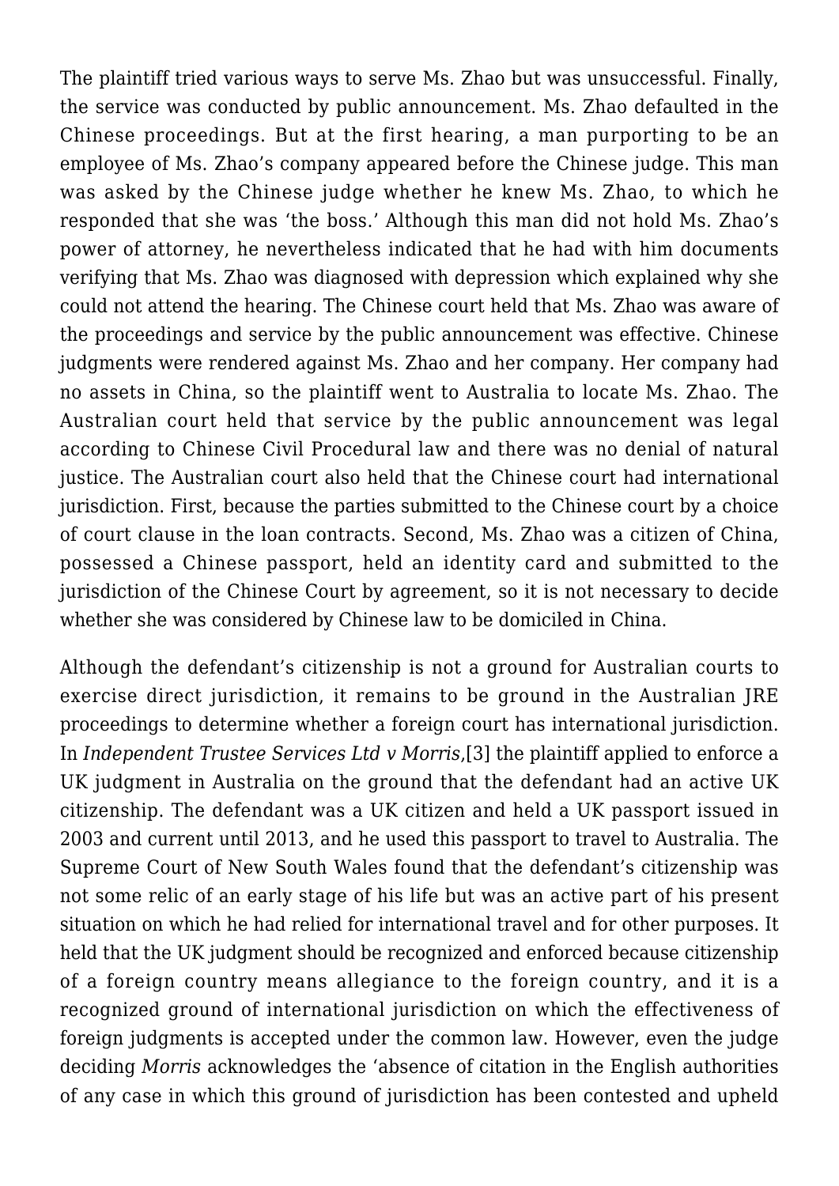The plaintiff tried various ways to serve Ms. Zhao but was unsuccessful. Finally, the service was conducted by public announcement. Ms. Zhao defaulted in the Chinese proceedings. But at the first hearing, a man purporting to be an employee of Ms. Zhao's company appeared before the Chinese judge. This man was asked by the Chinese judge whether he knew Ms. Zhao, to which he responded that she was 'the boss.' Although this man did not hold Ms. Zhao's power of attorney, he nevertheless indicated that he had with him documents verifying that Ms. Zhao was diagnosed with depression which explained why she could not attend the hearing. The Chinese court held that Ms. Zhao was aware of the proceedings and service by the public announcement was effective. Chinese judgments were rendered against Ms. Zhao and her company. Her company had no assets in China, so the plaintiff went to Australia to locate Ms. Zhao. The Australian court held that service by the public announcement was legal according to Chinese Civil Procedural law and there was no denial of natural justice. The Australian court also held that the Chinese court had international jurisdiction. First, because the parties submitted to the Chinese court by a choice of court clause in the loan contracts. Second, Ms. Zhao was a citizen of China, possessed a Chinese passport, held an identity card and submitted to the jurisdiction of the Chinese Court by agreement, so it is not necessary to decide whether she was considered by Chinese law to be domiciled in China.

Although the defendant's citizenship is not a ground for Australian courts to exercise direct jurisdiction, it remains to be ground in the Australian JRE proceedings to determine whether a foreign court has international jurisdiction. In *Independent Trustee Services Ltd v Morris*,[3] the plaintiff applied to enforce a UK judgment in Australia on the ground that the defendant had an active UK citizenship. The defendant was a UK citizen and held a UK passport issued in 2003 and current until 2013, and he used this passport to travel to Australia. The Supreme Court of New South Wales found that the defendant's citizenship was not some relic of an early stage of his life but was an active part of his present situation on which he had relied for international travel and for other purposes. It held that the UK judgment should be recognized and enforced because citizenship of a foreign country means allegiance to the foreign country, and it is a recognized ground of international jurisdiction on which the effectiveness of foreign judgments is accepted under the common law. However, even the judge deciding *Morris* acknowledges the 'absence of citation in the English authorities of any case in which this ground of jurisdiction has been contested and upheld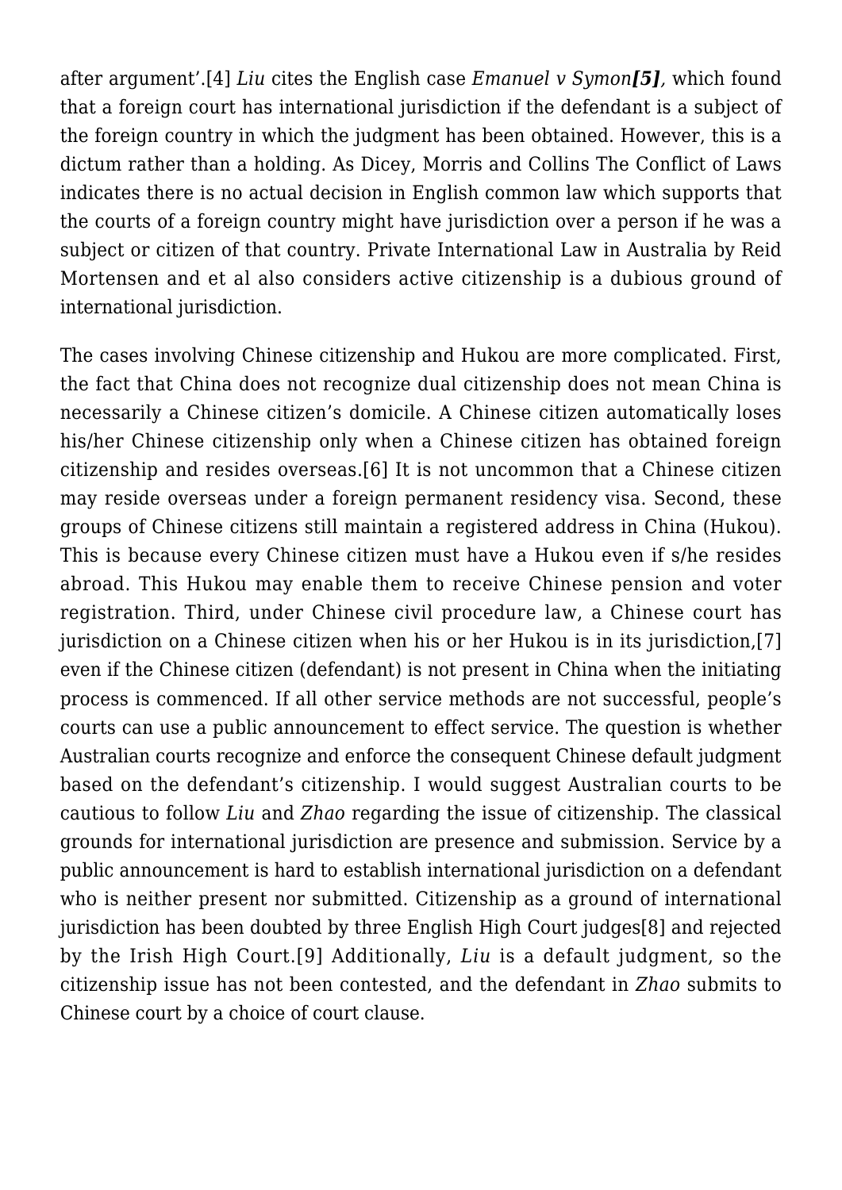after argument'.[4] *Liu* cites the English case *Emanuel v Symon**[5]***, which found that a foreign court has international jurisdiction if the defendant is a subject of the foreign country in which the judgment has been obtained. However, this is a dictum rather than a holding. As Dicey, Morris and Collins The Conflict of Laws indicates there is no actual decision in English common law which supports that the courts of a foreign country might have jurisdiction over a person if he was a subject or citizen of that country. Private International Law in Australia by Reid Mortensen and et al also considers active citizenship is a dubious ground of international jurisdiction.

The cases involving Chinese citizenship and Hukou are more complicated. First, the fact that China does not recognize dual citizenship does not mean China is necessarily a Chinese citizen's domicile. A Chinese citizen automatically loses his/her Chinese citizenship only when a Chinese citizen has obtained foreign citizenship and resides overseas.[6] It is not uncommon that a Chinese citizen may reside overseas under a foreign permanent residency visa. Second, these groups of Chinese citizens still maintain a registered address in China (Hukou). This is because every Chinese citizen must have a Hukou even if s/he resides abroad. This Hukou may enable them to receive Chinese pension and voter registration. Third, under Chinese civil procedure law, a Chinese court has jurisdiction on a Chinese citizen when his or her Hukou is in its jurisdiction,[7] even if the Chinese citizen (defendant) is not present in China when the initiating process is commenced. If all other service methods are not successful, people's courts can use a public announcement to effect service. The question is whether Australian courts recognize and enforce the consequent Chinese default judgment based on the defendant's citizenship. I would suggest Australian courts to be cautious to follow *Liu* and *Zhao* regarding the issue of citizenship. The classical grounds for international jurisdiction are presence and submission. Service by a public announcement is hard to establish international jurisdiction on a defendant who is neither present nor submitted. Citizenship as a ground of international jurisdiction has been doubted by three English High Court judges[8] and rejected by the Irish High Court.[9] Additionally, *Liu* is a default judgment, so the citizenship issue has not been contested, and the defendant in *Zhao* submits to Chinese court by a choice of court clause.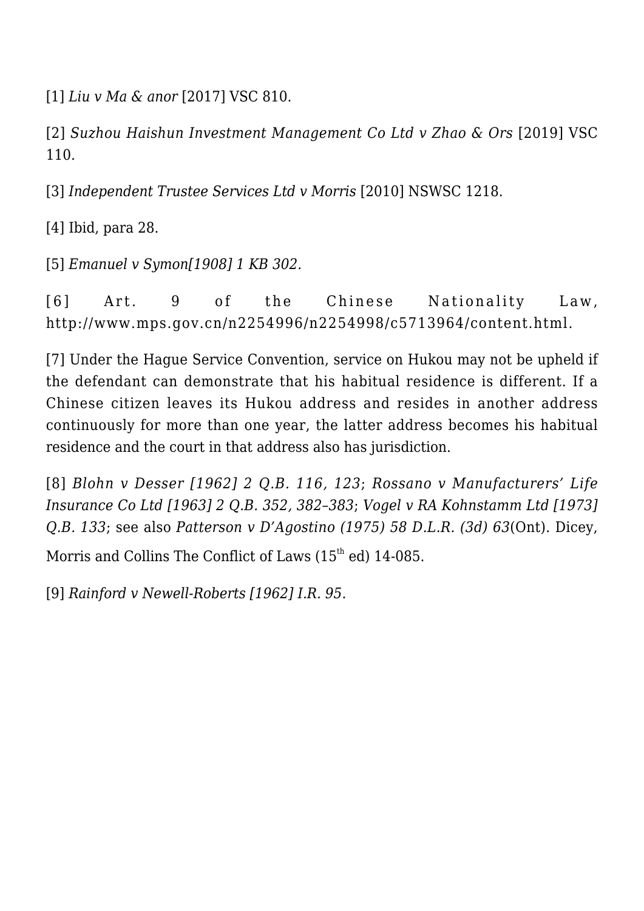[1] *Liu v Ma & anor* [2017] VSC 810.

[2] *Suzhou Haishun Investment Management Co Ltd v Zhao & Ors* [2019] VSC 110.

[3] *Independent Trustee Services Ltd v Morris* [2010] NSWSC 1218.

[4] Ibid, para 28.

[5] *Emanuel v Symon[1908] 1 KB 302.*

[6] Art. 9 of the Chinese Nationality Law, http://www.mps.gov.cn/n2254996/n2254998/c5713964/content.html.

[7] Under the Hague Service Convention, service on Hukou may not be upheld if the defendant can demonstrate that his habitual residence is different. If a Chinese citizen leaves its Hukou address and resides in another address continuously for more than one year, the latter address becomes his habitual residence and the court in that address also has jurisdiction.

[8] *Blohn v Desser [1962] 2 Q.B. 116, 123*; *Rossano v Manufacturers' Life Insurance Co Ltd [1963] 2 Q.B. 352, 382–383*; *Vogel v RA Kohnstamm Ltd [1973] Q.B. 133*; see also *Patterson v D'Agostino (1975) 58 D.L.R. (3d) 63*(Ont). Dicey, Morris and Collins The Conflict of Laws (15th ed) 14-085.

[9] *Rainford v Newell-Roberts [1962] I.R. 95*.